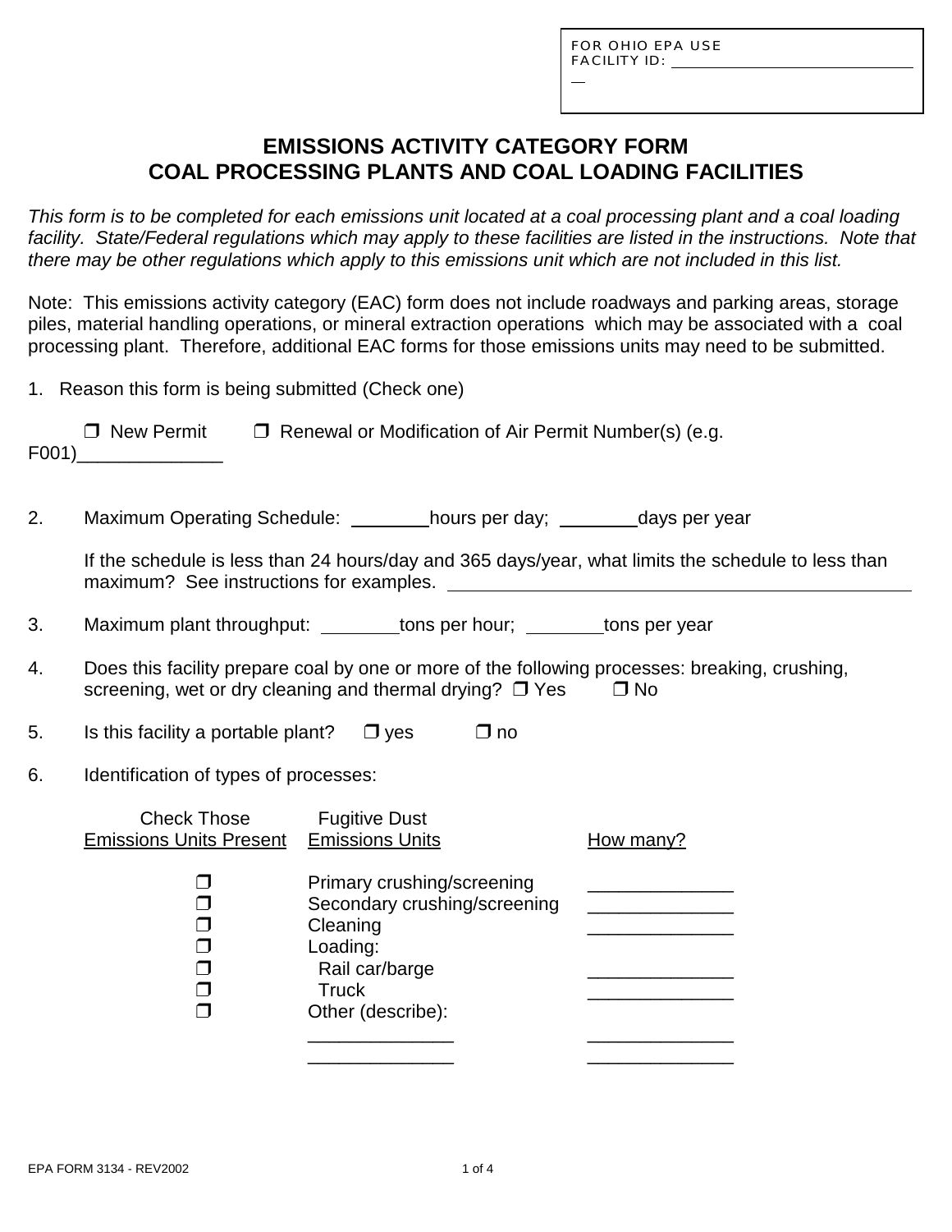FOR OHIO EPA USE
FACILITY ID: ______________________________

# EMISSIONS ACTIVITY CATEGORY FORM
# COAL PROCESSING PLANTS AND COAL LOADING FACILITIES

*This form is to be completed for each emissions unit located at a coal processing plant and a coal loading facility. State/Federal regulations which may apply to these facilities are listed in the instructions. Note that there may be other regulations which apply to this emissions unit which are not included in this list.*

Note: This emissions activity category (EAC) form does not include roadways and parking areas, storage piles, material handling operations, or mineral extraction operations which may be associated with a coal processing plant. Therefore, additional EAC forms for those emissions units may need to be submitted.

1. Reason this form is being submitted (Check one)

   ❒ New Permit ❒ Renewal or Modification of Air Permit Number(s) (e.g. F001)______________

2. Maximum Operating Schedule: ________hours per day; ________days per year

   If the schedule is less than 24 hours/day and 365 days/year, what limits the schedule to less than maximum? See instructions for examples. ______________________________________________

3. Maximum plant throughput: ________tons per hour; ________tons per year

4. Does this facility prepare coal by one or more of the following processes: breaking, crushing, screening, wet or dry cleaning and thermal drying? ❒ Yes ❒ No

5. Is this facility a portable plant? ❒ yes ❒ no

6. Identification of types of processes:

| Check Those Emissions Units Present | Fugitive Dust Emissions Units | How many? |
|---|---|---|
| ❒ | Primary crushing/screening | ______________ |
| ❒ | Secondary crushing/screening | ______________ |
| ❒ | Cleaning | ______________ |
| ❒ | Loading: | |
| ❒ | Rail car/barge | ______________ |
| ❒ | Truck | ______________ |
| ❒ | Other (describe): | |
| | ______________ | ______________ |
| | ______________ | ______________ |

EPA FORM 3134 - REV2002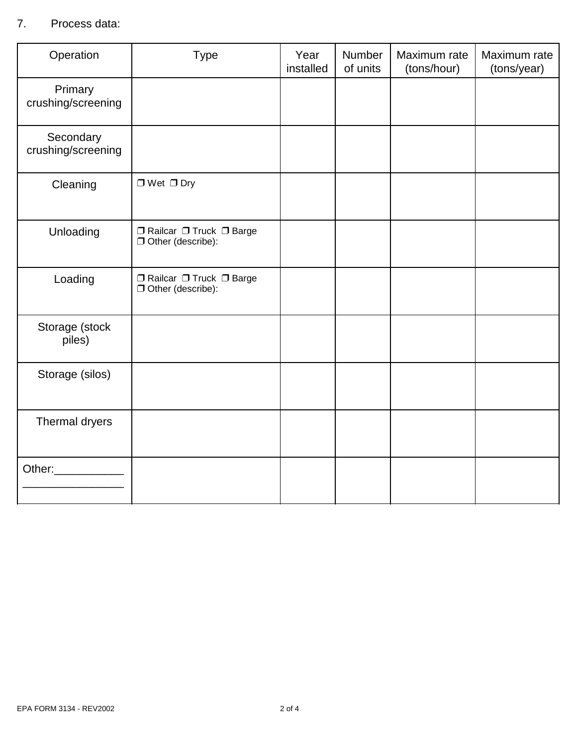7. Process data:

| Operation | Type | Year installed | Number of units | Maximum rate (tons/hour) | Maximum rate (tons/year) |
|---|---|---|---|---|---|
| Primary crushing/screening | | | | | |
| Secondary crushing/screening | | | | | |
| Cleaning | ❒ Wet ❒ Dry | | | | |
| Unloading | ❒ Railcar ❒ Truck ❒ Barge ❒ Other (describe): | | | | |
| Loading | ❒ Railcar ❒ Truck ❒ Barge ❒ Other (describe): | | | | |
| Storage (stock piles) | | | | | |
| Storage (silos) | | | | | |
| Thermal dryers | | | | | |
| Other:___________ ________________ | | | | | |

EPA FORM 3134 - REV2002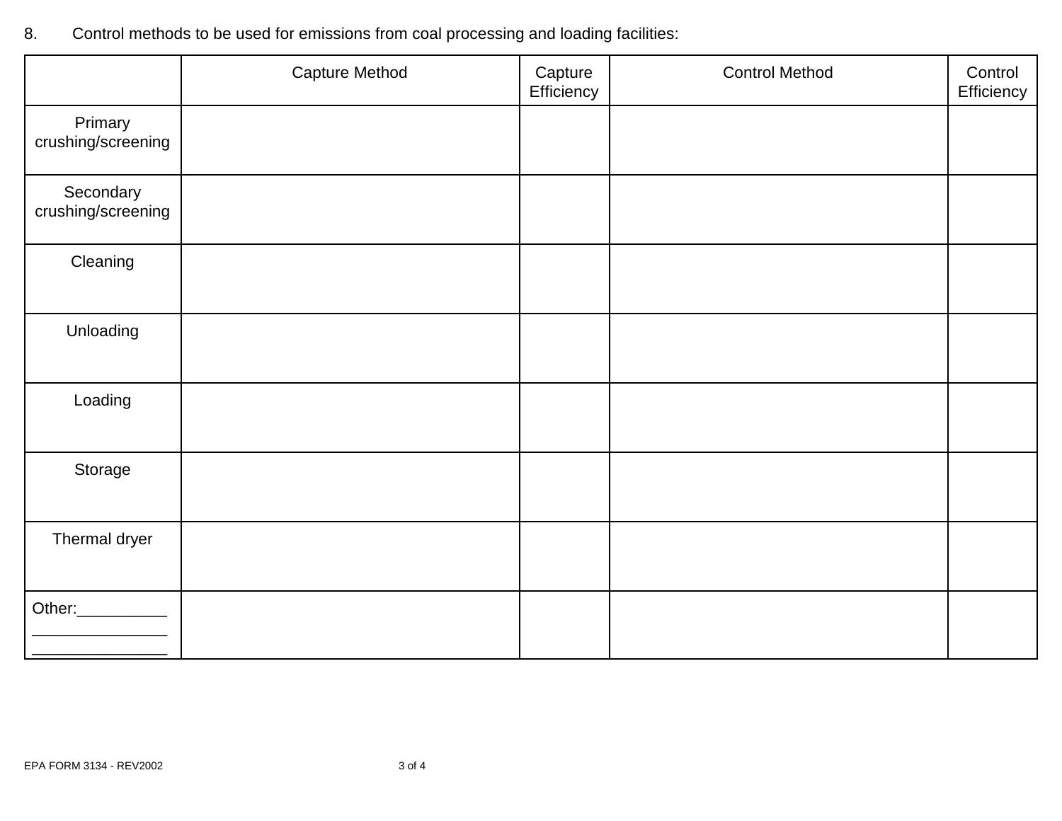8. Control methods to be used for emissions from coal processing and loading facilities:

| | Capture Method | Capture Efficiency | Control Method | Control Efficiency |
|---|---|---|---|---|
| Primary crushing/screening | | | | |
| Secondary crushing/screening | | | | |
| Cleaning | | | | |
| Unloading | | | | |
| Loading | | | | |
| Storage | | | | |
| Thermal dryer | | | | |
| Other:__________ _______________ _______________ | | | | |

EPA FORM 3134 - REV2002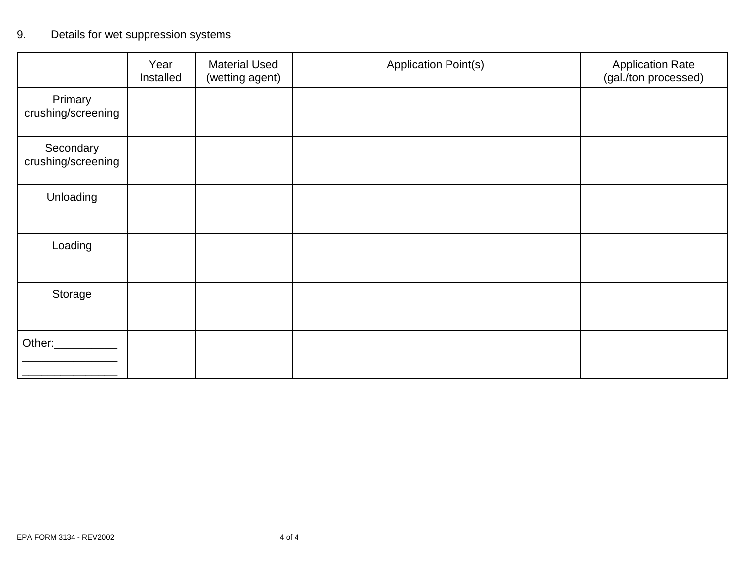9. Details for wet suppression systems

| | Year Installed | Material Used (wetting agent) | Application Point(s) | Application Rate (gal./ton processed) |
|---|---|---|---|---|
| Primary crushing/screening | | | | |
| Secondary crushing/screening | | | | |
| Unloading | | | | |
| Loading | | | | |
| Storage | | | | |
| Other:__________ _______________ _______________ | | | | |

EPA FORM 3134 - REV2002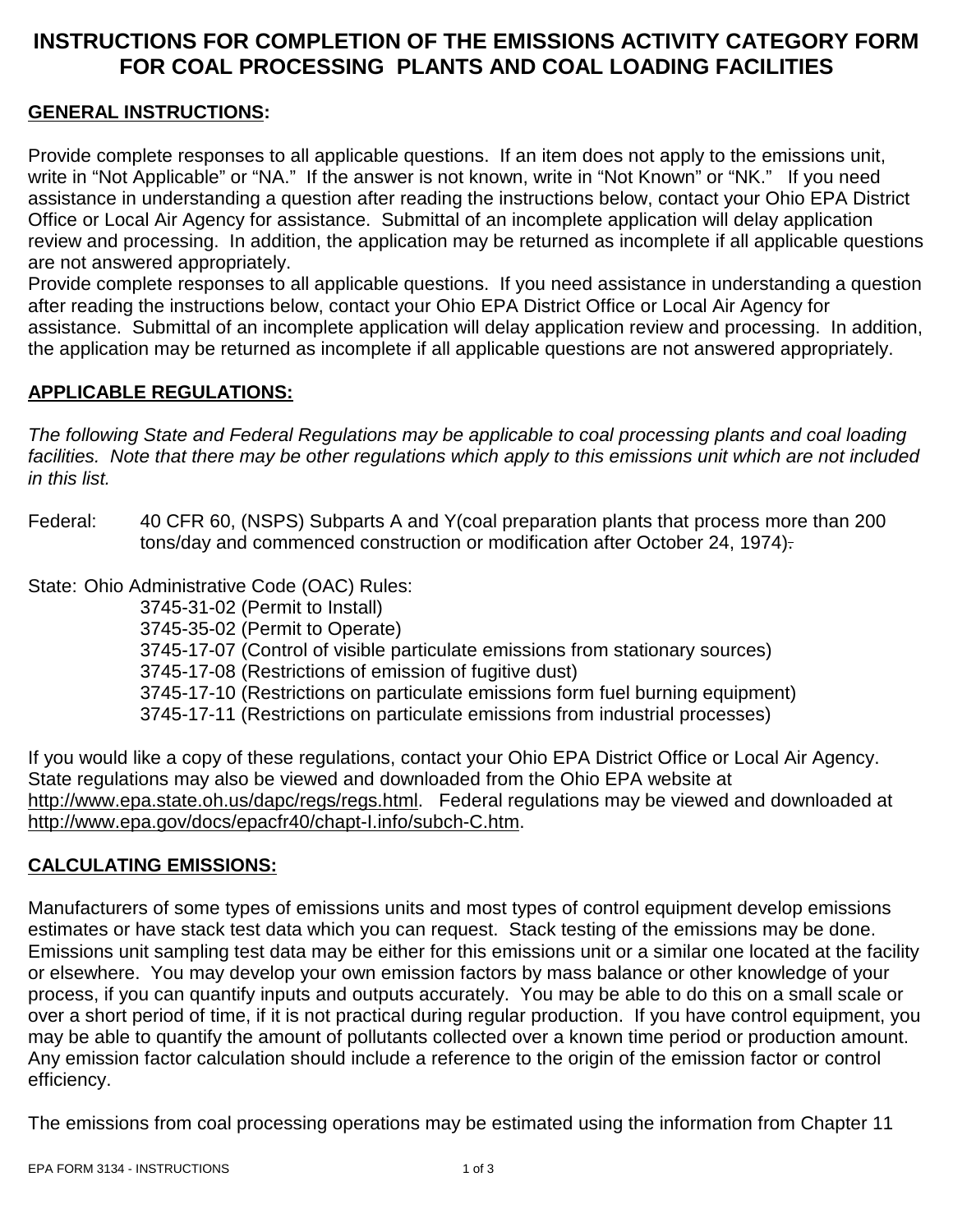# INSTRUCTIONS FOR COMPLETION OF THE EMISSIONS ACTIVITY CATEGORY FORM FOR COAL PROCESSING PLANTS AND COAL LOADING FACILITIES

## GENERAL INSTRUCTIONS:

Provide complete responses to all applicable questions. If an item does not apply to the emissions unit, write in "Not Applicable" or "NA." If the answer is not known, write in "Not Known" or "NK." If you need assistance in understanding a question after reading the instructions below, contact your Ohio EPA District Office or Local Air Agency for assistance. Submittal of an incomplete application will delay application review and processing. In addition, the application may be returned as incomplete if all applicable questions are not answered appropriately.

Provide complete responses to all applicable questions. If you need assistance in understanding a question after reading the instructions below, contact your Ohio EPA District Office or Local Air Agency for assistance. Submittal of an incomplete application will delay application review and processing. In addition, the application may be returned as incomplete if all applicable questions are not answered appropriately.

## APPLICABLE REGULATIONS:

*The following State and Federal Regulations may be applicable to coal processing plants and coal loading facilities. Note that there may be other regulations which apply to this emissions unit which are not included in this list.*

Federal: 40 CFR 60, (NSPS) Subparts A and Y(coal preparation plants that process more than 200 tons/day and commenced construction or modification after October 24, 1974).

State: Ohio Administrative Code (OAC) Rules:

- 3745-31-02 (Permit to Install)
- 3745-35-02 (Permit to Operate)
- 3745-17-07 (Control of visible particulate emissions from stationary sources)
- 3745-17-08 (Restrictions of emission of fugitive dust)
- 3745-17-10 (Restrictions on particulate emissions form fuel burning equipment)
- 3745-17-11 (Restrictions on particulate emissions from industrial processes)

If you would like a copy of these regulations, contact your Ohio EPA District Office or Local Air Agency. State regulations may also be viewed and downloaded from the Ohio EPA website at http://www.epa.state.oh.us/dapc/regs/regs.html. Federal regulations may be viewed and downloaded at http://www.epa.gov/docs/epacfr40/chapt-I.info/subch-C.htm.

## CALCULATING EMISSIONS:

Manufacturers of some types of emissions units and most types of control equipment develop emissions estimates or have stack test data which you can request. Stack testing of the emissions may be done. Emissions unit sampling test data may be either for this emissions unit or a similar one located at the facility or elsewhere. You may develop your own emission factors by mass balance or other knowledge of your process, if you can quantify inputs and outputs accurately. You may be able to do this on a small scale or over a short period of time, if it is not practical during regular production. If you have control equipment, you may be able to quantify the amount of pollutants collected over a known time period or production amount. Any emission factor calculation should include a reference to the origin of the emission factor or control efficiency.

The emissions from coal processing operations may be estimated using the information from Chapter 11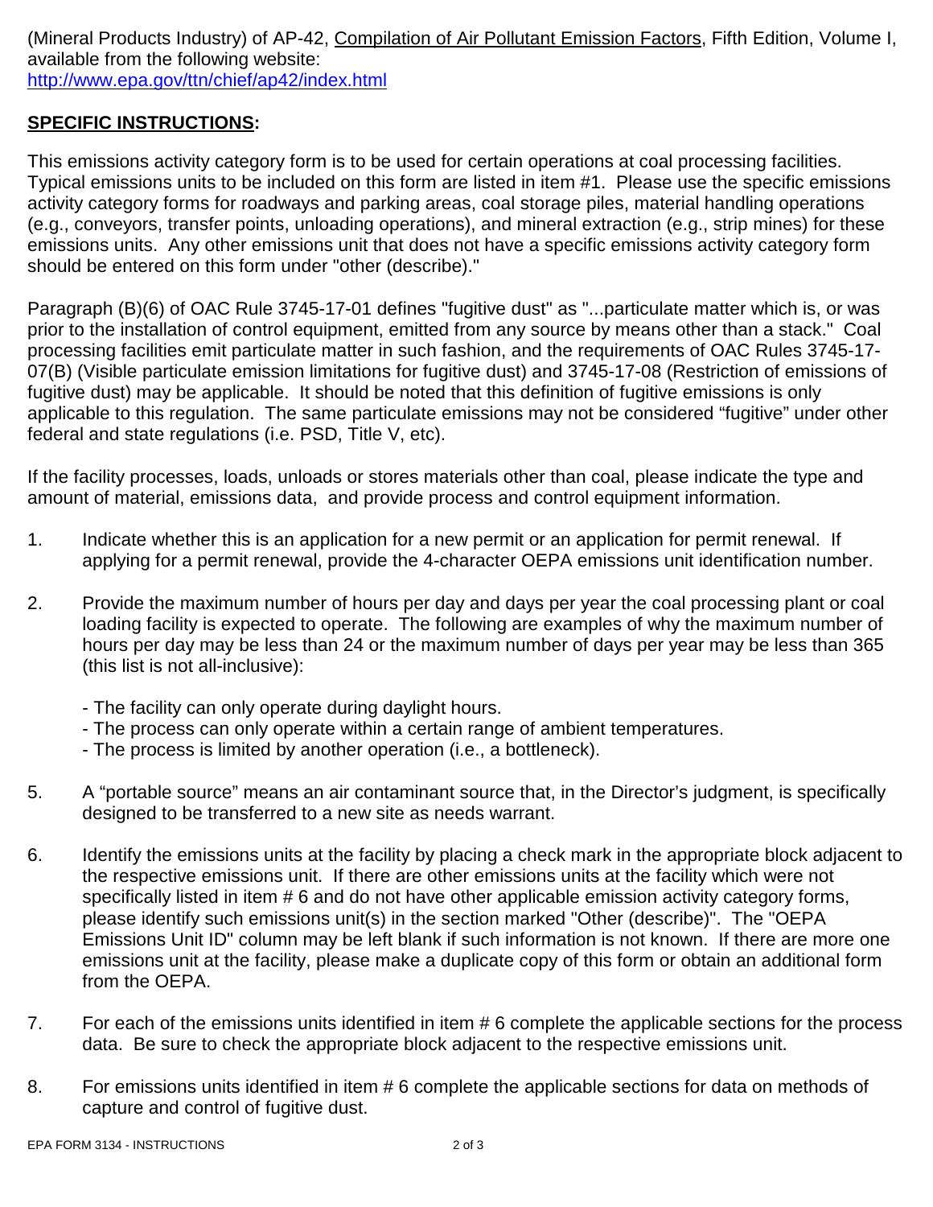(Mineral Products Industry) of AP-42, Compilation of Air Pollutant Emission Factors, Fifth Edition, Volume I, available from the following website:
http://www.epa.gov/ttn/chief/ap42/index.html

**SPECIFIC INSTRUCTIONS:**

This emissions activity category form is to be used for certain operations at coal processing facilities. Typical emissions units to be included on this form are listed in item #1. Please use the specific emissions activity category forms for roadways and parking areas, coal storage piles, material handling operations (e.g., conveyors, transfer points, unloading operations), and mineral extraction (e.g., strip mines) for these emissions units. Any other emissions unit that does not have a specific emissions activity category form should be entered on this form under "other (describe)."

Paragraph (B)(6) of OAC Rule 3745-17-01 defines "fugitive dust" as "...particulate matter which is, or was prior to the installation of control equipment, emitted from any source by means other than a stack." Coal processing facilities emit particulate matter in such fashion, and the requirements of OAC Rules 3745-17-07(B) (Visible particulate emission limitations for fugitive dust) and 3745-17-08 (Restriction of emissions of fugitive dust) may be applicable. It should be noted that this definition of fugitive emissions is only applicable to this regulation. The same particulate emissions may not be considered "fugitive" under other federal and state regulations (i.e. PSD, Title V, etc).

If the facility processes, loads, unloads or stores materials other than coal, please indicate the type and amount of material, emissions data, and provide process and control equipment information.

1. Indicate whether this is an application for a new permit or an application for permit renewal. If applying for a permit renewal, provide the 4-character OEPA emissions unit identification number.

2. Provide the maximum number of hours per day and days per year the coal processing plant or coal loading facility is expected to operate. The following are examples of why the maximum number of hours per day may be less than 24 or the maximum number of days per year may be less than 365 (this list is not all-inclusive):

   - The facility can only operate during daylight hours.
   - The process can only operate within a certain range of ambient temperatures.
   - The process is limited by another operation (i.e., a bottleneck).

5. A "portable source" means an air contaminant source that, in the Director's judgment, is specifically designed to be transferred to a new site as needs warrant.

6. Identify the emissions units at the facility by placing a check mark in the appropriate block adjacent to the respective emissions unit. If there are other emissions units at the facility which were not specifically listed in item # 6 and do not have other applicable emission activity category forms, please identify such emissions unit(s) in the section marked "Other (describe)". The "OEPA Emissions Unit ID" column may be left blank if such information is not known. If there are more one emissions unit at the facility, please make a duplicate copy of this form or obtain an additional form from the OEPA.

7. For each of the emissions units identified in item # 6 complete the applicable sections for the process data. Be sure to check the appropriate block adjacent to the respective emissions unit.

8. For emissions units identified in item # 6 complete the applicable sections for data on methods of capture and control of fugitive dust.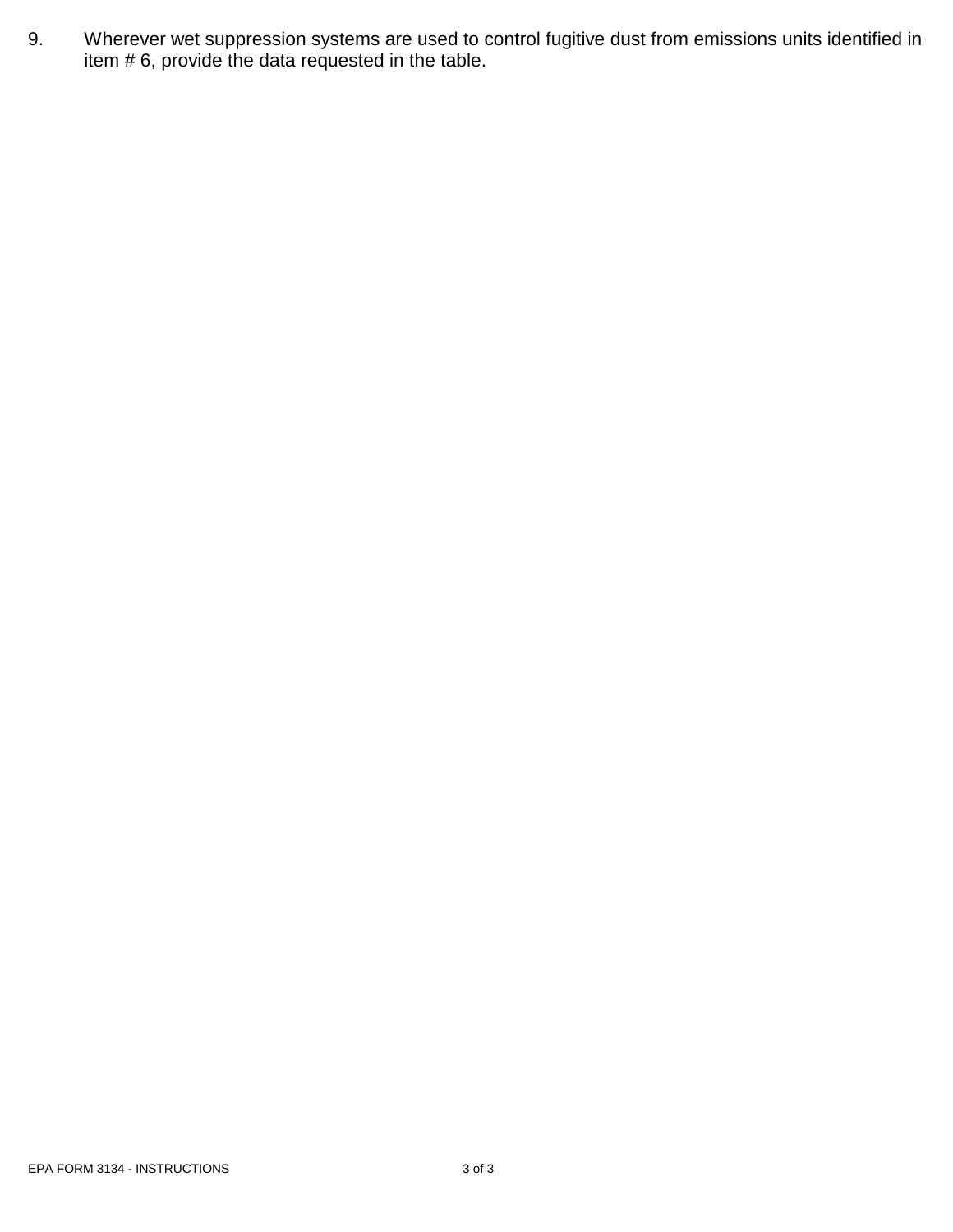9. Wherever wet suppression systems are used to control fugitive dust from emissions units identified in item # 6, provide the data requested in the table.